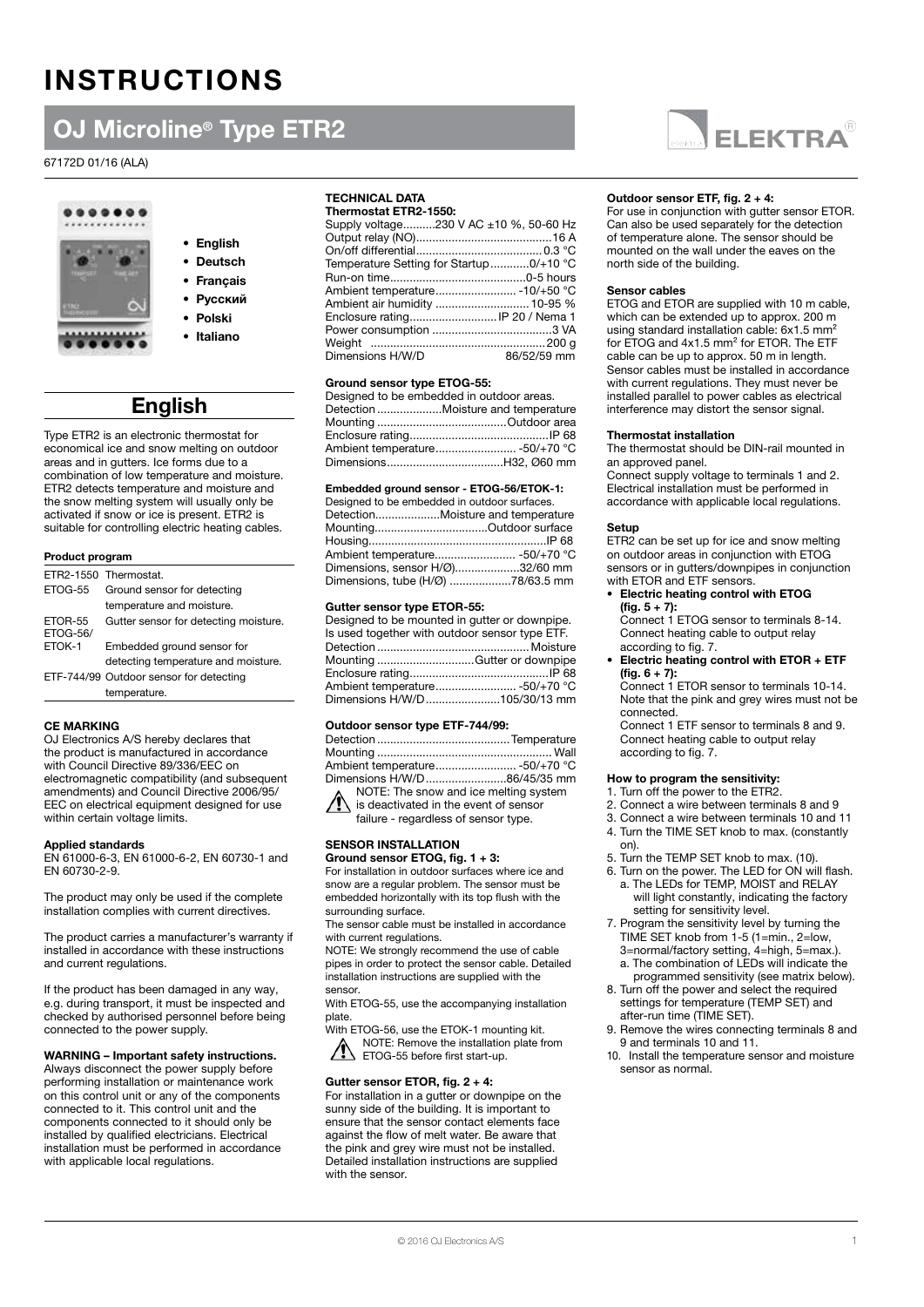# INSTRUCTIONS

## OJ Microline® Type ETR2

67172D 01/16 (ALA)

- English
- Deutsch
- Français
- Русский
- Polski
- Italiano

## English

Type ETR2 is an electronic thermostat for economical ice and snow melting on outdoor areas and in gutters. Ice forms due to a combination of low temperature and moisture. ETR2 detects temperature and moisture and the snow melting system will usually only be activated if snow or ice is present. ETR2 is suitable for controlling electric heating cables.

#### Product program

| | |
|---|---|
| ETR2-1550 | Thermostat. |
| ETOG-55 | Ground sensor for detecting temperature and moisture. |
| ETOR-55 | Gutter sensor for detecting moisture. |
| ETOG-56/ ETOK-1 | Embedded ground sensor for detecting temperature and moisture. |
| ETF-744/99 | Outdoor sensor for detecting temperature. |

#### CE MARKING

OJ Electronics A/S hereby declares that the product is manufactured in accordance with Council Directive 89/336/EEC on electromagnetic compatibility (and subsequent amendments) and Council Directive 2006/95/ EEC on electrical equipment designed for use within certain voltage limits.

#### Applied standards

EN 61000-6-3, EN 61000-6-2, EN 60730-1 and EN 60730-2-9.

The product may only be used if the complete installation complies with current directives.

The product carries a manufacturer's warranty if installed in accordance with these instructions and current regulations.

If the product has been damaged in any way, e.g. during transport, it must be inspected and checked by authorised personnel before being connected to the power supply.

#### WARNING – Important safety instructions.

Always disconnect the power supply before performing installation or maintenance work on this control unit or any of the components connected to it. This control unit and the components connected to it should only be installed by qualified electricians. Electrical installation must be performed in accordance with applicable local regulations.

#### TECHNICAL DATA

**Thermostat ETR2-1550:**

| | |
|---|---|
| Supply voltage | 230 V AC ±10 %, 50-60 Hz |
| Output relay (NO) | 16 A |
| On/off differential | 0.3 °C |
| Temperature Setting for Startup | 0/+10 °C |
| Run-on time | 0-5 hours |
| Ambient temperature | -10/+50 °C |
| Ambient air humidity | 10-95 % |
| Enclosure rating | IP 20 / Nema 1 |
| Power consumption | 3 VA |
| Weight | 200 g |
| Dimensions H/W/D | 86/52/59 mm |

#### Ground sensor type ETOG-55:

Designed to be embedded in outdoor areas.

| | |
|---|---|
| Detection | Moisture and temperature |
| Mounting | Outdoor area |
| Enclosure rating | IP 68 |
| Ambient temperature | -50/+70 °C |
| Dimensions | H32, Ø60 mm |

#### Embedded ground sensor - ETOG-56/ETOK-1:

Designed to be embedded in outdoor surfaces.

| | |
|---|---|
| Detection | Moisture and temperature |
| Mounting | Outdoor surface |
| Housing | IP 68 |
| Ambient temperature | -50/+70 °C |
| Dimensions, sensor H/Ø) | 32/60 mm |
| Dimensions, tube (H/Ø) | 78/63.5 mm |

#### Gutter sensor type ETOR-55:

Designed to be mounted in gutter or downpipe. Is used together with outdoor sensor type ETF.

| | |
|---|---|
| Detection | Moisture |
| Mounting | Gutter or downpipe |
| Enclosure rating | IP 68 |
| Ambient temperature | -50/+70 °C |
| Dimensions H/W/D | 105/30/13 mm |

#### Outdoor sensor type ETF-744/99:

| | |
|---|---|
| Detection | Temperature |
| Mounting | Wall |
| Ambient temperature | -50/+70 °C |
| Dimensions H/W/D | 86/45/35 mm |

⚠ NOTE: The snow and ice melting system is deactivated in the event of sensor failure - regardless of sensor type.

#### SENSOR INSTALLATION

**Ground sensor ETOG, fig. 1 + 3:**

For installation in outdoor surfaces where ice and snow are a regular problem. The sensor must be embedded horizontally with its top flush with the surrounding surface.

The sensor cable must be installed in accordance with current regulations.

NOTE: We strongly recommend the use of cable pipes in order to protect the sensor cable. Detailed installation instructions are supplied with the sensor.

With ETOG-55, use the accompanying installation plate.

With ETOG-56, use the ETOK-1 mounting kit.

⚠ NOTE: Remove the installation plate from ETOG-55 before first start-up.

#### Gutter sensor ETOR, fig. 2 + 4:

For installation in a gutter or downpipe on the sunny side of the building. It is important to ensure that the sensor contact elements face against the flow of melt water. Be aware that the pink and grey wire must not be installed. Detailed installation instructions are supplied with the sensor.

#### Outdoor sensor ETF, fig. 2 + 4:

For use in conjunction with gutter sensor ETOR. Can also be used separately for the detection of temperature alone. The sensor should be mounted on the wall under the eaves on the north side of the building.

#### Sensor cables

ETOG and ETOR are supplied with 10 m cable, which can be extended up to approx. 200 m using standard installation cable: 6x1.5 mm² for ETOG and 4x1.5 mm² for ETOR. The ETF cable can be up to approx. 50 m in length. Sensor cables must be installed in accordance with current regulations. They must never be installed parallel to power cables as electrical interference may distort the sensor signal.

#### Thermostat installation

The thermostat should be DIN-rail mounted in an approved panel.

Connect supply voltage to terminals 1 and 2. Electrical installation must be performed in accordance with applicable local regulations.

#### Setup

ETR2 can be set up for ice and snow melting on outdoor areas in conjunction with ETOG sensors or in gutters/downpipes in conjunction with ETOR and ETF sensors.

- **Electric heating control with ETOG (fig. 5 + 7):**
  Connect 1 ETOG sensor to terminals 8-14. Connect heating cable to output relay according to fig. 7.
- **Electric heating control with ETOR + ETF (fig. 6 + 7):**
  Connect 1 ETOR sensor to terminals 10-14. Note that the pink and grey wires must not be connected.
  Connect 1 ETF sensor to terminals 8 and 9. Connect heating cable to output relay according to fig. 7.

#### How to program the sensitivity:

1. Turn off the power to the ETR2.
2. Connect a wire between terminals 8 and 9
3. Connect a wire between terminals 10 and 11
4. Turn the TIME SET knob to max. (constantly on).
5. Turn the TEMP SET knob to max. (10).
6. Turn on the power. The LED for ON will flash.
   a. The LEDs for TEMP, MOIST and RELAY will light constantly, indicating the factory setting for sensitivity level.
7. Program the sensitivity level by turning the TIME SET knob from 1-5 (1=min., 2=low, 3=normal/factory setting, 4=high, 5=max.).
   a. The combination of LEDs will indicate the programmed sensitivity (see matrix below).
8. Turn off the power and select the required settings for temperature (TEMP SET) and after-run time (TIME SET).
9. Remove the wires connecting terminals 8 and 9 and terminals 10 and 11.
10. Install the temperature sensor and moisture sensor as normal.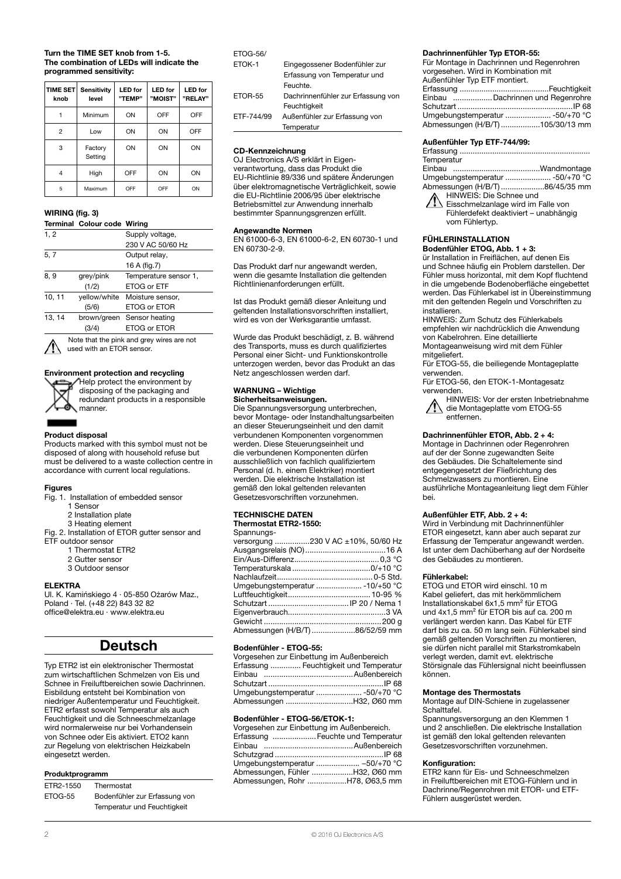**Turn the TIME SET knob from 1-5.**
**The combination of LEDs will indicate the programmed sensitivity:**

| TIME SET knob | Sensitivity level | LED for "TEMP" | LED for "MOIST" | LED for "RELAY" |
|---|---|---|---|---|
| 1 | Minimum | ON | OFF | OFF |
| 2 | Low | ON | ON | OFF |
| 3 | Factory Setting | ON | ON | ON |
| 4 | High | OFF | ON | ON |
| 5 | Maximum | OFF | OFF | ON |

### WIRING (fig. 3)

| Terminal | Colour code | Wiring |
|---|---|---|
| 1, 2 | | Supply voltage, 230 V AC 50/60 Hz |
| 5, 7 | | Output relay, 16 A (fig.7) |
| 8, 9 | grey/pink (1/2) | Temperature sensor 1, ETOG or ETF |
| 10, 11 | yellow/white (5/6) | Moisture sensor, ETOG or ETOR |
| 13, 14 | brown/green (3/4) | Sensor heating ETOG or ETOR |

Note that the pink and grey wires are not used with an ETOR sensor.

### Environment protection and recycling

Help protect the environment by disposing of the packaging and redundant products in a responsible manner.

### Product disposal

Products marked with this symbol must not be disposed of along with household refuse but must be delivered to a waste collection centre in accordance with current local regulations.

### Figures

Fig. 1. Installation of embedded sensor
1 Sensor
2 Installation plate
3 Heating element

Fig. 2. Installation of ETOR gutter sensor and ETF outdoor sensor
1 Thermostat ETR2
2 Gutter sensor
3 Outdoor sensor

### ELEKTRA

Ul. K. Kamińskiego 4 · 05-850 Ożarów Maz., Poland · Tel. (+48 22) 843 32 82
office@elektra.eu · www.elektra.eu

# Deutsch

Typ ETR2 ist ein elektronischer Thermostat zum wirtschaftlichen Schmelzen von Eis und Schnee in Freiluftbereichen sowie Dachrinnen. Eisbildung entsteht bei Kombination von niedriger Außentemperatur und Feuchtigkeit. ETR2 erfasst sowohl Temperatur als auch Feuchtigkeit und die Schneeschmelzanlage wird normalerweise nur bei Vorhandensein von Schnee oder Eis aktiviert. ETO2 kann zur Regelung von elektrischen Heizkabeln eingesetzt werden.

### Produktprogramm

| | |
|---|---|
| ETR2-1550 | Thermostat |
| ETOG-55 | Bodenfühler zur Erfassung von Temperatur und Feuchtigkeit |
| ETOG-56/ ETOK-1 | Eingegossener Bodenfühler zur Erfassung von Temperatur und Feuchte. |
| ETOR-55 | Dachrinnenfühler zur Erfassung von Feuchtigkeit |
| ETF-744/99 | Außenfühler zur Erfassung von Temperatur |

### CD-Kennzeichnung

OJ Electronics A/S erklärt in Eigenverantwortung, dass das Produkt die EU-Richtlinie 89/336 und spätere Änderungen über elektromagnetische Verträglichkeit, sowie die EU-Richtlinie 2006/95 über elektrische Betriebsmittel zur Anwendung innerhalb bestimmter Spannungsgrenzen erfüllt.

### Angewandte Normen

EN 61000-6-3, EN 61000-6-2, EN 60730-1 und EN 60730-2-9.

Das Produkt darf nur angewandt werden, wenn die gesamte Installation die geltenden Richtlinienanforderungen erfüllt.

Ist das Produkt gemäß dieser Anleitung und geltenden Installationsvorschriften installiert, wird es von der Werksgarantie umfasst.

Wurde das Produkt beschädigt, z. B. während des Transports, muss es durch qualifiziertes Personal einer Sicht- und Funktionskontrolle unterzogen werden, bevor das Produkt an das Netz angeschlossen werden darf.

### WARNUNG – Wichtige Sicherheitsanweisungen.

Die Spannungsversorgung unterbrechen, bevor Montage- oder Instandhaltungsarbeiten an dieser Steuerungseinheit und den damit verbundenen Komponenten vorgenommen werden. Diese Steuerungseinheit und die verbundenen Komponenten dürfen ausschließlich von fachlich qualifiziertem Personal (d. h. einem Elektriker) montiert werden. Die elektrische Installation ist gemäß den lokal geltenden relevanten Gesetzesvorschriften vorzunehmen.

### TECHNISCHE DATEN

**Thermostat ETR2-1550:**

- Spannungsversorgung ................230 V AC ±10%, 50/60 Hz
- Ausgangsrelais (NO) ....................................16 A
- Ein/Aus-Differenz....................................... 0,3 °C
- Temperaturskala ....................................0/+10 °C
- Nachlaufzeit........................................... 0-5 Std.
- Umgebungstemperatur ..................... -10/+50 °C
- Luftfeuchtigkeit...................................... 10-95 %
- Schutzart ..................................... IP 20 / Nema 1
- Eigenverbrauch............................................3 VA
- Gewicht ......................................................200 g
- Abmessungen (H/B/T) ....................86/52/59 mm

**Bodenfühler - ETOG-55:**

Vorgesehen zur Einbettung im Außenbereich

- Erfassung ............. Feuchtigkeit und Temperatur
- Einbau .........................................Außenbereich
- Schutzart .....................................................IP 68
- Umgebungstemperatur ..................... -50/+70 °C
- Abmessungen ...............................H32, Ø60 mm

**Bodenfühler - ETOG-56/ETOK-1:**

Vorgesehen zur Einbettung im Außenbereich.

- Erfassung ....................Feuchte und Temperatur
- Einbau .........................................Außenbereich
- Schutzgrad ..................................................IP 68
- Umgebungstemperatur .................... –50/+70 °C
- Abmessungen, Fühler ...................H32, Ø60 mm
- Abmessungen, Rohr ..................H78, Ø63,5 mm

**Dachrinnenfühler Typ ETOR-55:**

Für Montage in Dachrinnen und Regenrohren vorgesehen. Wird in Kombination mit Außenfühler Typ ETF montiert.

- Erfassung .........................................Feuchtigkeit
- Einbau ..................Dachrinnen und Regenrohre
- Schutzart .....................................................IP 68
- Umgebungstemperatur ..................... -50/+70 °C
- Abmessungen (H/B/T) ..................105/30/13 mm

**Außenfühler Typ ETF-744/99:**

- Erfassung ............................................................ Temperatur
- Einbau ........................................Wandmontage
- Umgebungstemperatur ..................... -50/+70 °C
- Abmessungen (H/B/T) ....................86/45/35 mm

HINWEIS: Die Schnee und Eisschmelzanlage wird im Falle von Fühlerdefekt deaktiviert – unabhängig vom Fühlertyp.

### FÜHLERINSTALLATION

**Bodenfühler ETOG, Abb. 1 + 3:**

ür Installation in Freiflächen, auf denen Eis und Schnee häufig ein Problem darstellen. Der Fühler muss horizontal, mit dem Kopf fluchtend in die umgebende Bodenoberfläche eingebettet werden. Das Fühlerkabel ist in Übereinstimmung mit den geltenden Regeln und Vorschriften zu installieren.

HINWEIS: Zum Schutz des Fühlerkabels empfehlen wir nachdrücklich die Anwendung von Kabelrohren. Eine detaillierte Montageanweisung wird mit dem Fühler mitgeliefert.

Für ETOG-55, die beiliegende Montageplatte verwenden.

Für ETOG-56, den ETOK-1-Montagesatz verwenden.

HINWEIS: Vor der ersten Inbetriebnahme die Montageplatte vom ETOG-55 entfernen.

**Dachrinnenfühler ETOR, Abb. 2 + 4:**

Montage in Dachrinnen oder Regenrohren auf der der Sonne zugewandten Seite des Gebäudes. Die Schaltelemente sind entgegengesetzt der Fließrichtung des Schmelzwassers zu montieren. Eine ausführliche Montageanleitung liegt dem Fühler bei.

**Außenfühler ETF, Abb. 2 + 4:**

Wird in Verbindung mit Dachrinnenfühler ETOR eingesetzt, kann aber auch separat zur Erfassung der Temperatur angewandt werden. Ist unter dem Dachüberhang auf der Nordseite des Gebäudes zu montieren.

**Fühlerkabel:**

ETOG und ETOR wird einschl. 10 m Kabel geliefert, das mit herkömmlichem Installationskabel 6x1,5 mm² für ETOG und 4x1,5 mm² für ETOR bis auf ca. 200 m verlängert werden kann. Das Kabel für ETF darf bis zu ca. 50 m lang sein. Fühlerkabel sind gemäß geltenden Vorschriften zu montieren, sie dürfen nicht parallel mit Starkstromkabeln verlegt werden, damit evt. elektrische Störsignale das Fühlersignal nicht beeinflussen können.

### Montage des Thermostats

Montage auf DIN-Schiene in zugelassener Schalttafel.

Spannungsversorgung an den Klemmen 1 und 2 anschließen. Die elektrische Installation ist gemäß den lokal geltenden relevanten Gesetzesvorschriften vorzunehmen.

### Konfiguration:

ETR2 kann für Eis- und Schneeschmelzen in Freiluftbereichen mit ETOG-Fühlern und in Dachrinne/Regenrohren mit ETOR- und ETF-Fühlern ausgerüstet werden.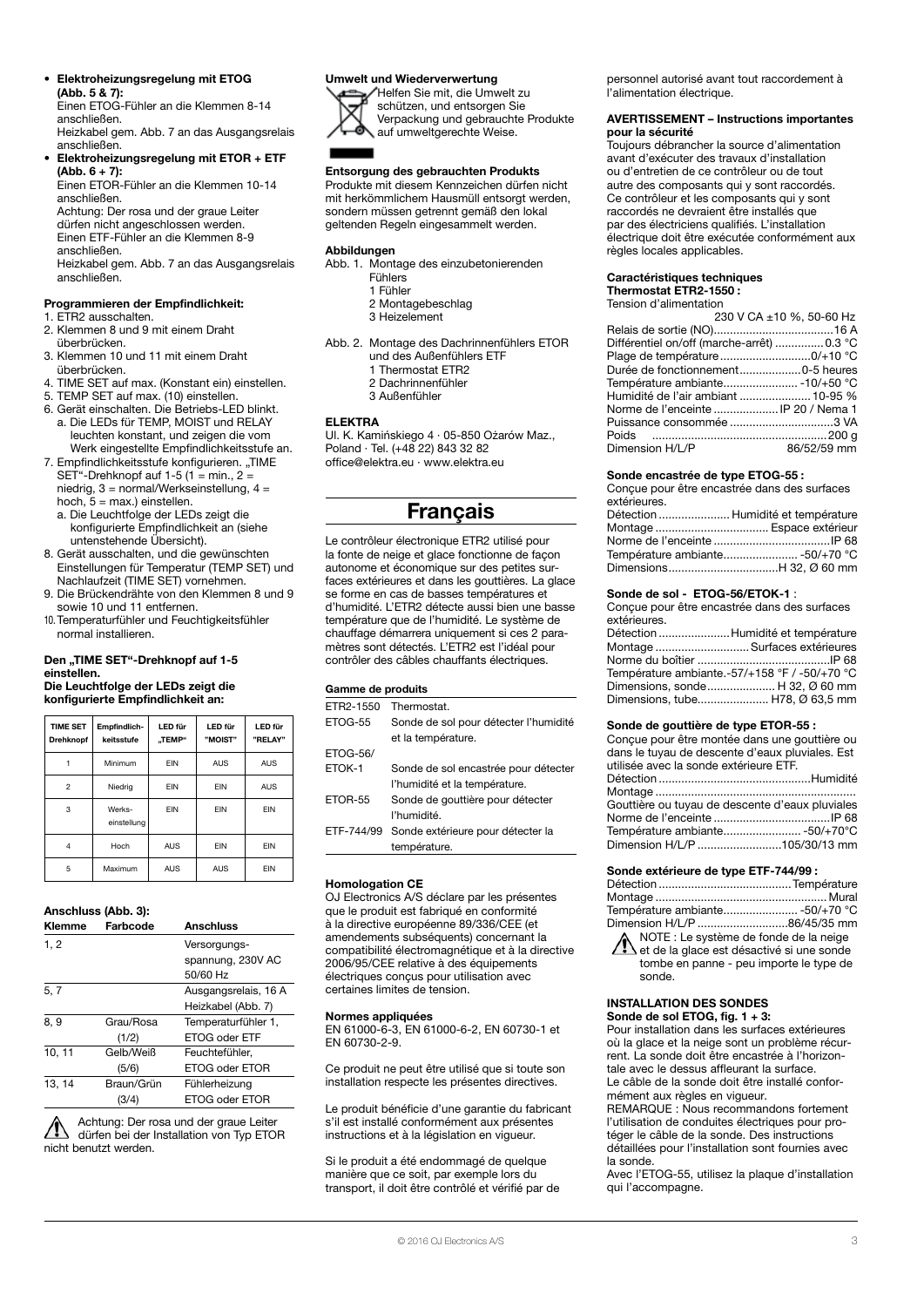- **Elektroheizungsregelung mit ETOG (Abb. 5 & 7):**
  Einen ETOG-Fühler an die Klemmen 8-14 anschließen.
  Heizkabel gem. Abb. 7 an das Ausgangsrelais anschließen.
- **Elektroheizungsregelung mit ETOR + ETF (Abb. 6 + 7):**
  Einen ETOR-Fühler an die Klemmen 10-14 anschließen.
  Achtung: Der rosa und der graue Leiter dürfen nicht angeschlossen werden.
  Einen ETF-Fühler an die Klemmen 8-9 anschließen.
  Heizkabel gem. Abb. 7 an das Ausgangsrelais anschließen.

**Programmieren der Empfindlichkeit:**

1. ETR2 ausschalten.
2. Klemmen 8 und 9 mit einem Draht überbrücken.
3. Klemmen 10 und 11 mit einem Draht überbrücken.
4. TIME SET auf max. (Konstant ein) einstellen.
5. TEMP SET auf max. (10) einstellen.
6. Gerät einschalten. Die Betriebs-LED blinkt.
   a. Die LEDs für TEMP, MOIST und RELAY leuchten konstant, und zeigen die vom Werk eingestellte Empfindlichkeitsstufe an.
7. Empfindlichkeitsstufe konfigurieren. „TIME SET"-Drehknopf auf 1-5 (1 = min., 2 = niedrig, 3 = normal/Werkseinstellung, 4 = hoch, 5 = max.) einstellen.
   a. Die Leuchtfolge der LEDs zeigt die konfigurierte Empfindlichkeit an (siehe untenstehende Übersicht).
8. Gerät ausschalten, und die gewünschten Einstellungen für Temperatur (TEMP SET) und Nachlaufzeit (TIME SET) vornehmen.
9. Die Brückendrähte von den Klemmen 8 und 9 sowie 10 und 11 entfernen.
10. Temperaturfühler und Feuchtigkeitsfühler normal installieren.

**Den „TIME SET"-Drehknopf auf 1-5 einstellen.**
**Die Leuchtfolge der LEDs zeigt die konfigurierte Empfindlichkeit an:**

| TIME SET Drehknopf | Empfindlich-keitsstufe | LED für „TEMP" | LED für "MOIST" | LED für "RELAY" |
|---|---|---|---|---|
| 1 | Minimum | EIN | AUS | AUS |
| 2 | Niedrig | EIN | EIN | AUS |
| 3 | Werks-einstellung | EIN | EIN | EIN |
| 4 | Hoch | AUS | EIN | EIN |
| 5 | Maximum | AUS | AUS | EIN |

**Anschluss (Abb. 3):**

| Klemme | Farbcode | Anschluss |
|---|---|---|
| 1, 2 | | Versorgungs-spannung, 230V AC 50/60 Hz |
| 5, 7 | | Ausgangsrelais, 16 A Heizkabel (Abb. 7) |
| 8, 9 | Grau/Rosa (1/2) | Temperaturfühler 1, ETOG oder ETF |
| 10, 11 | Gelb/Weiß (5/6) | Feuchtefühler, ETOG oder ETOR |
| 13, 14 | Braun/Grün (3/4) | Fühlerheizung ETOG oder ETOR |

⚠ Achtung: Der rosa und der graue Leiter dürfen bei der Installation von Typ ETOR nicht benutzt werden.

**Umwelt und Wiederverwertung**

Helfen Sie mit, die Umwelt zu schützen, und entsorgen Sie Verpackung und gebrauchte Produkte auf umweltgerechte Weise.

**Entsorgung des gebrauchten Produkts**

Produkte mit diesem Kennzeichen dürfen nicht mit herkömmlichem Hausmüll entsorgt werden, sondern müssen getrennt gemäß den lokal geltenden Regeln eingesammelt werden.

**Abbildungen**

Abb. 1. Montage des einzubetonierenden Fühlers
1 Fühler
2 Montagebeschlag
3 Heizelement

Abb. 2. Montage des Dachrinnenfühlers ETOR und des Außenfühlers ETF
1 Thermostat ETR2
2 Dachrinnenfühler
3 Außenfühler

**ELEKTRA**
Ul. K. Kamińskiego 4 · 05-850 Ożarów Maz., Poland · Tel. (+48 22) 843 32 82
office@elektra.eu · www.elektra.eu

# Français

Le contrôleur électronique ETR2 utilisé pour la fonte de neige et glace fonctionne de façon autonome et économique sur des petites surfaces extérieures et dans les gouttières. La glace se forme en cas de basses températures et d'humidité. L'ETR2 détecte aussi bien une basse température que de l'humidité. Le système de chauffage démarrera uniquement si ces 2 paramètres sont détectés. L'ETR2 est l'idéal pour contrôler des câbles chauffants électriques.

**Gamme de produits**

| | |
|---|---|
| ETR2-1550 | Thermostat. |
| ETOG-55 | Sonde de sol pour détecter l'humidité et la température. |
| ETOG-56/ ETOK-1 | Sonde de sol encastrée pour détecter l'humidité et la température. |
| ETOR-55 | Sonde de gouttière pour détecter l'humidité. |
| ETF-744/99 | Sonde extérieure pour détecter la température. |

**Homologation CE**

OJ Electronics A/S déclare par les présentes que le produit est fabriqué en conformité à la directive européenne 89/336/CEE (et amendements subséquents) concernant la compatibilité électromagnétique et à la directive 2006/95/CEE relative à des équipements électriques conçus pour utilisation avec certaines limites de tension.

**Normes appliquées**

EN 61000-6-3, EN 61000-6-2, EN 60730-1 et EN 60730-2-9.

Ce produit ne peut être utilisé que si toute son installation respecte les présentes directives.

Le produit bénéficie d'une garantie du fabricant s'il est installé conformément aux présentes instructions et à la législation en vigueur.

Si le produit a été endommagé de quelque manière que ce soit, par exemple lors du transport, il doit être contrôlé et vérifié par de personnel autorisé avant tout raccordement à l'alimentation électrique.

**AVERTISSEMENT – Instructions importantes pour la sécurité**

Toujours débrancher la source d'alimentation avant d'exécuter des travaux d'installation ou d'entretien de ce contrôleur ou de tout autre des composants qui y sont raccordés. Ce contrôleur et les composants qui y sont raccordés ne devraient être installés que par des électriciens qualifiés. L'installation électrique doit être exécutée conformément aux règles locales applicables.

**Caractéristiques techniques**
**Thermostat ETR2-1550 :**

| | |
|---|---|
| Tension d'alimentation | 230 V CA ±10 %, 50-60 Hz |
| Relais de sortie (NO) | 16 A |
| Différentiel on/off (marche-arrêt) | 0.3 °C |
| Plage de température | 0/+10 °C |
| Durée de fonctionnement | 0-5 heures |
| Température ambiante | -10/+50 °C |
| Humidité de l'air ambiant | 10-95 % |
| Norme de l'enceinte | IP 20 / Nema 1 |
| Puissance consommée | 3 VA |
| Poids | 200 g |
| Dimension H/L/P | 86/52/59 mm |

**Sonde encastrée de type ETOG-55 :**

Conçue pour être encastrée dans des surfaces extérieures.

| | |
|---|---|
| Détection | Humidité et température |
| Montage | Espace extérieur |
| Norme de l'enceinte | IP 68 |
| Température ambiante | -50/+70 °C |
| Dimensions | H 32, Ø 60 mm |

**Sonde de sol - ETOG-56/ETOK-1** :

Conçue pour être encastrée dans des surfaces extérieures.

| | |
|---|---|
| Détection | Humidité et température |
| Montage | Surfaces extérieures |
| Norme du boîtier | IP 68 |
| Température ambiante | -57/+158 °F / -50/+70 °C |
| Dimensions, sonde | H 32, Ø 60 mm |
| Dimensions, tube | H78, Ø 63,5 mm |

**Sonde de gouttière de type ETOR-55 :**

Conçue pour être montée dans une gouttière ou dans le tuyau de descente d'eaux pluviales. Est utilisée avec la sonde extérieure ETF.

| | |
|---|---|
| Détection | Humidité |
| Montage | Gouttière ou tuyau de descente d'eaux pluviales |
| Norme de l'enceinte | IP 68 |
| Température ambiante | -50/+70°C |
| Dimension H/L/P | 105/30/13 mm |

**Sonde extérieure de type ETF-744/99 :**

| | |
|---|---|
| Détection | Température |
| Montage | Mural |
| Température ambiante | -50/+70 °C |
| Dimension H/L/P | 86/45/35 mm |

⚠ NOTE : Le système de fonde de la neige et de la glace est désactivé si une sonde tombe en panne - peu importe le type de sonde.

**INSTALLATION DES SONDES**
**Sonde de sol ETOG, fig. 1 + 3:**

Pour installation dans les surfaces extérieures où la glace et la neige sont un problème récurrent. La sonde doit être encastrée à l'horizontale avec le dessus affleurant la surface.
Le câble de la sonde doit être installé conformément aux règles en vigueur.
REMARQUE : Nous recommandons fortement l'utilisation de conduites électriques pour protéger le câble de la sonde. Des instructions détaillées pour l'installation sont fournies avec la sonde.
Avec l'ETOG-55, utilisez la plaque d'installation qui l'accompagne.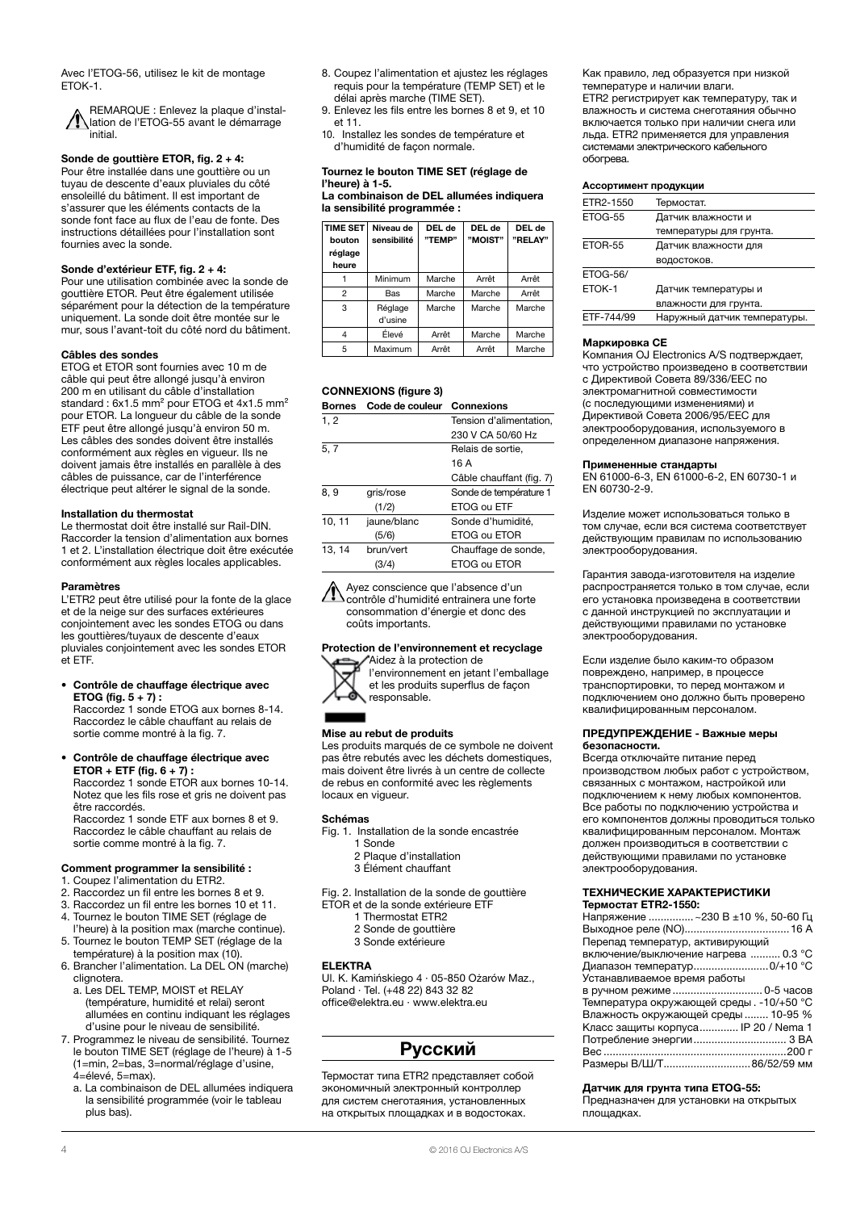Avec l'ETOG-56, utilisez le kit de montage ETOK-1.

⚠ REMARQUE : Enlevez la plaque d'installation de l'ETOG-55 avant le démarrage initial.

**Sonde de gouttière ETOR, fig. 2 + 4:**
Pour être installée dans une gouttière ou un tuyau de descente d'eaux pluviales du côté ensoleillé du bâtiment. Il est important de s'assurer que les éléments contacts de la sonde font face au flux de l'eau de fonte. Des instructions détaillées pour l'installation sont fournies avec la sonde.

**Sonde d'extérieur ETF, fig. 2 + 4:**
Pour une utilisation combinée avec la sonde de gouttière ETOR. Peut être également utilisée séparément pour la détection de la température uniquement. La sonde doit être montée sur le mur, sous l'avant-toit du côté nord du bâtiment.

**Câbles des sondes**
ETOG et ETOR sont fournies avec 10 m de câble qui peut être allongé jusqu'à environ 200 m en utilisant du câble d'installation standard : 6x1.5 mm$^2$ pour ETOG et 4x1.5 mm$^2$ pour ETOR. La longueur du câble de la sonde ETF peut être allongé jusqu'à environ 50 m. Les câbles des sondes doivent être installés conformément aux règles en vigueur. Ils ne doivent jamais être installés en parallèle à des câbles de puissance, car de l'interférence électrique peut altérer le signal de la sonde.

**Installation du thermostat**
Le thermostat doit être installé sur Rail-DIN. Raccorder la tension d'alimentation aux bornes 1 et 2. L'installation électrique doit être exécutée conformément aux règles locales applicables.

**Paramètres**
L'ETR2 peut être utilisé pour la fonte de la glace et de la neige sur des surfaces extérieures conjointement avec les sondes ETOG ou dans les gouttières/tuyaux de descente d'eaux pluviales conjointement avec les sondes ETOR et ETF.

- **Contrôle de chauffage électrique avec ETOG (fig. 5 + 7) :**
  Raccordez 1 sonde ETOG aux bornes 8-14. Raccordez le câble chauffant au relais de sortie comme montré à la fig. 7.

- **Contrôle de chauffage électrique avec ETOR + ETF (fig. 6 + 7) :**
  Raccordez 1 sonde ETOR aux bornes 10-14. Notez que les fils rose et gris ne doivent pas être raccordés.
  Raccordez 1 sonde ETF aux bornes 8 et 9. Raccordez le câble chauffant au relais de sortie comme montré à la fig. 7.

**Comment programmer la sensibilité :**
1. Coupez l'alimentation du ETR2.
2. Raccordez un fil entre les bornes 8 et 9.
3. Raccordez un fil entre les bornes 10 et 11.
4. Tournez le bouton TIME SET (réglage de l'heure) à la position max (marche continue).
5. Tournez le bouton TEMP SET (réglage de la température) à la position max (10).
6. Brancher l'alimentation. La DEL ON (marche) clignotera.
   a. Les DEL TEMP, MOIST et RELAY (température, humidité et relai) seront allumées en continu indiquant les réglages d'usine pour le niveau de sensibilité.
7. Programmez le niveau de sensibilité. Tournez le bouton TIME SET (réglage de l'heure) à 1-5 (1=min, 2=bas, 3=normal/réglage d'usine, 4=élevé, 5=max).
   a. La combinaison de DEL allumées indiquera la sensibilité programmée (voir le tableau plus bas).
8. Coupez l'alimentation et ajustez les réglages requis pour la température (TEMP SET) et le délai après marche (TIME SET).
9. Enlevez les fils entre les bornes 8 et 9, et 10 et 11.
10. Installez les sondes de température et d'humidité de façon normale.

**Tournez le bouton TIME SET (réglage de l'heure) à 1-5.**
**La combinaison de DEL allumées indiquera la sensibilité programmée :**

| TIME SET bouton réglage heure | Niveau de sensibilité | DEL de "TEMP" | DEL de "MOIST" | DEL de "RELAY" |
|---|---|---|---|---|
| 1 | Minimum | Marche | Arrêt | Arrêt |
| 2 | Bas | Marche | Marche | Arrêt |
| 3 | Réglage d'usine | Marche | Marche | Marche |
| 4 | Élevé | Arrêt | Marche | Marche |
| 5 | Maximum | Arrêt | Arrêt | Marche |

**CONNEXIONS (figure 3)**

| Bornes | Code de couleur | Connexions |
|---|---|---|
| 1, 2 | | Tension d'alimentation, 230 V CA 50/60 Hz |
| 5, 7 | | Relais de sortie, 16 A Câble chauffant (fig. 7) |
| 8, 9 | gris/rose (1/2) | Sonde de température 1 ETOG ou ETF |
| 10, 11 | jaune/blanc (5/6) | Sonde d'humidité, ETOG ou ETOR |
| 13, 14 | brun/vert (3/4) | Chauffage de sonde, ETOG ou ETOR |

⚠ Ayez conscience que l'absence d'un contrôle d'humidité entrainera une forte consommation d'énergie et donc des coûts importants.

**Protection de l'environnement et recyclage**
Aidez à la protection de l'environnement en jetant l'emballage et les produits superflus de façon responsable.

**Mise au rebut de produits**
Les produits marqués de ce symbole ne doivent pas être rebutés avec les déchets domestiques, mais doivent être livrés à un centre de collecte de rebus en conformité avec les règlements locaux en vigueur.

**Schémas**
Fig. 1. Installation de la sonde encastrée
1 Sonde
2 Plaque d'installation
3 Élément chauffant

Fig. 2. Installation de la sonde de gouttière ETOR et de la sonde extérieure ETF
1 Thermostat ETR2
2 Sonde de gouttière
3 Sonde extérieure

**ELEKTRA**
Ul. K. Kamińskiego 4 · 05-850 Ożarów Maz., Poland · Tel. (+48 22) 843 32 82
office@elektra.eu · www.elektra.eu

## Русский

Термостат типа ETR2 представляет собой экономичный электронный контроллер для систем снеготаяния, установленных на открытых площадках и в водостоках.

Как правило, лед образуется при низкой температуре и наличии влаги.
ETR2 регистрирует как температуру, так и влажность и система снеготаяния обычно включается только при наличии снега или льда. ETR2 применяется для управления системами электрического кабельного обогрева.

**Ассортимент продукции**

| | |
|---|---|
| ETR2-1550 | Термостат. |
| ETOG-55 | Датчик влажности и температуры для грунта. |
| ETOR-55 | Датчик влажности для водостоков. |
| ETOG-56/ ETOK-1 | Датчик температуры и влажности для грунта. |
| ETF-744/99 | Наружный датчик температуры. |

**Маркировка CE**
Компания OJ Electronics A/S подтверждает, что устройство произведено в соответствии с Директивой Совета 89/336/EEC по электромагнитной совместимости (с последующими изменениями) и Директивой Совета 2006/95/EEC для электрооборудования, используемого в определенном диапазоне напряжения.

**Примененные стандарты**
EN 61000-6-3, EN 61000-6-2, EN 60730-1 и EN 60730-2-9.

Изделие может использоваться только в том случае, если вся система соответствует действующим правилам по использованию электрооборудования.

Гарантия завода-изготовителя на изделие распространяется только в том случае, если его установка произведена в соответствии с данной инструкцией по эксплуатации и действующими правилами по установке электрооборудования.

Если изделие было каким-то образом повреждено, например, в процессе транспортировки, то перед монтажом и подключением оно должно быть проверено квалифицированным персоналом.

**ПРЕДУПРЕЖДЕНИЕ - Важные меры безопасности.**
Всегда отключайте питание перед производством любых работ с устройством, связанных с монтажом, настройкой или подключением к нему любых компонентов. Все работы по подключению устройства и его компонентов должны проводиться только квалифицированным персоналом. Монтаж должен производиться в соответствии с действующими правилами по установке электрооборудования.

**ТЕХНИЧЕСКИЕ ХАРАКТЕРИСТИКИ**
**Термостат ETR2-1550:**
Напряжение ............... ~230 В ±10 %, 50-60 Гц
Выходное реле (NO)................................... 16 А
Перепад температур, активирующий включение/выключение нагрева .......... 0.3 °C
Диапазон температур......................... 0/+10 °C
Устанавливаемое время работы в ручном режиме ............................. 0-5 часов
Температура окружающей среды . -10/+50 °C
Влажность окружающей среды ........ 10-95 %
Класс защиты корпуса............. IP 20 / Nema 1
Потребление энергии.............................. 3 ВА
Вес ........................................................... 200 г
Размеры В/Ш/Т............................ 86/52/59 мм

**Датчик для грунта типа ETOG-55:**
Предназначен для установки на открытых площадках.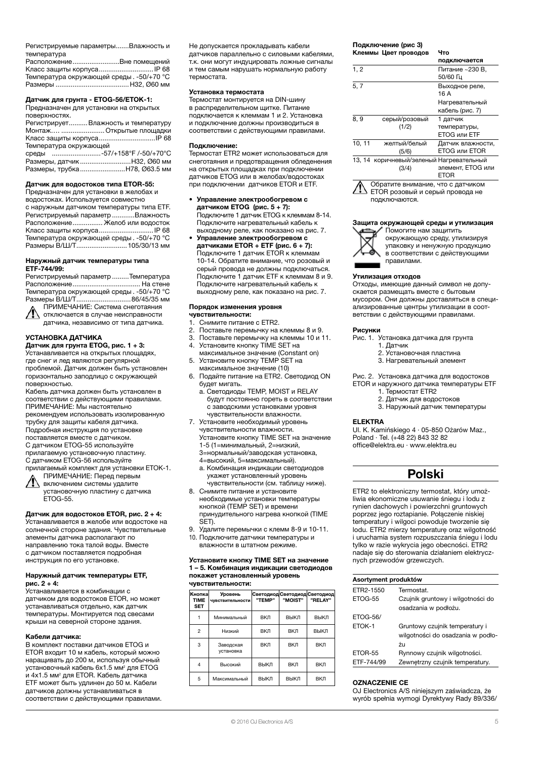Регистрируемые параметры.......Влажность и температура
Расположение.........................Вне помещений
Класс защиты корпуса............................IP 68
Температура окружающей среды . -50/+70 °С
Размеры ......................................Н32, Ø60 мм

### Датчик для грунта - ETOG-56/ETOK-1:

Предназначен для установки на открытых поверхностях.
Регистрирует..........Влажность и температуру
Монтаж…. .......................Открытые площадки
Класс защиты корпуса..............................IP 68
Температура окружающей среды ..........................-57/+158°F /-50/+70°C
Размеры, датчик...........................H32, Ø60 мм
Размеры, трубка........................H78, Ø63.5 мм

### Датчик для водостоков типа ETOR-55:

Предназначен для установки в желобах и водостоках. Используется совместно с наружным датчиком температуры типа ETF.
Регистрируемый параметр ...........Влажность
Расположение................ Желоб или водосток
Класс защиты корпуса............................IP 68
Температура окружающей среды . -50/+70 °С
Размеры В/Ш/Т...........................105/30/13 мм

### Наружный датчик температуры типа ETF-744/99:

Регистрируемый параметр .........Температура
Расположение.................................... На стене
Температура окружающей среды . -50/+70 °С
Размеры В/Ш/Т.............................86/45/35 мм

⚠ ПРИМЕЧАНИЕ: Система снеготаяния отключается в случае неисправности датчика, независимо от типа датчика.

## УСТАНОВКА ДАТЧИКА

### Датчик для грунта ETOG, рис. 1 + 3:

Устанавливается на открытых площадях, где снег и лед являются регулярной проблемой. Датчик должен быть установлен горизонтально заподлицо с окружающей поверхностью.
Кабель датчика должен быть установлен в соответствии с действующими правилами.
ПРИМЕЧАНИЕ: Мы настоятельно рекомендуем использовать изолированную трубку для защиты кабеля датчика.
Подробная инструкция по установке поставляется вместе с датчиком.
С датчиком ETOG-55 используйте прилагаемую установочную пластину.
С датчиком ETOG-56 используйте прилагаемый комплект для установки ETOK-1.

⚠ ПРИМЕЧАНИЕ: Перед первым включением системы удалите установочную пластину с датчика ETOG-55.

### Датчик для водостоков ETOR, рис. 2 + 4:

Устанавливается в желобе или водостоке на солнечной стороне здания. Чувствительные элементы датчика располагают по направлению тока талой воды. Вместе с датчиком поставляется подробная инструкция по его установке.

### Наружный датчик температуры ETF, рис. 2 + 4:

Устанавливается в комбинации с датчиком для водостоков ETOR, но может устанавливаться отдельно, как датчик температуры. Монтируется под свесами крыши на северной стороне здания.

### Кабели датчика:

В комплект поставки датчиков ETOG и ETOR входит 10 м кабель, который можно наращивать до 200 м, используя обычный установочный кабель 6x1.5 мм² для ETOG и 4x1.5 мм² для ETOR. Кабель датчика ETF может быть удлинен до 50 м. Кабели датчиков должны устанавливаться в соответствии с действующими правилами.
Не допускается прокладывать кабели датчиков параллельно с силовыми кабелями, т.к. они могут индуцировать ложные сигналы и тем самым нарушать нормальную работу термостата.

### Установка термостата

Термостат монтируется на DIN-шину в распределительном щитке. Питание подключается к клеммам 1 и 2. Установка и подключение должны производиться в соответствии с действующими правилами.

### Подключение:

Термостат ETR2 может использоваться для снеготаяния и предотвращения обледенения на открытых площадках при подключении датчиков ETOG или в желобах/водостоках при подключении датчиков ETOR и ETF.

- **Управление электрообогревом с датчиком ETOG (рис. 5 + 7):** Подключите 1 датчик ETOG к клеммам 8-14. Подключите нагревательный кабель к выходному реле, как показано на рис. 7.
- **Управление электрообогревом с датчиками ETOR + ETF (рис. 6 + 7):** Подключите 1 датчик ETOR к клеммам 10-14. Обратите внимание, что розовый и серый провода не должны подключаться. Подключите 1 датчик ETF к клеммам 8 и 9. Подключите нагревательный кабель к выходному реле, как показано на рис. 7.

### Порядок изменения уровня чувствительности:

1. Снимите питание с ETR2.
2. Поставьте перемычку на клеммы 8 и 9.
3. Поставьте перемычку на клеммы 10 и 11.
4. Установите кнопку TIME SET на максимальное значение (Constant on)
5. Установите кнопку TEMP SET на максимальное значение (10)
6. Подайте питание на ETR2. Светодиод ON будет мигать.
   a. Светодиоды TEMP, MOIST и RELAY будут постоянно гореть в соответствии с заводскими установками уровня чувствительности влажности.
7. Установите необходимый уровень чувствительности влажности. Установите кнопку TIME SET на значение 1-5 (1=минимальный, 2=низкий, 3=нормальный/заводская установка, 4=высокий, 5=максимальный).
   a. Комбинация индикации светодиодов укажет установленный уровень чувствительности (см. таблицу ниже).
8. Снимите питание и установите необходимые установки температуры кнопкой (TEMP SET) и времени принудительного нагрева кнопкой (TIME SET).
9. Удалите перемычки с клемм 8-9 и 10-11.
10. Подключите датчики температуры и влажности в штатном режиме.

**Установите кнопку TIME SET на значение 1 – 5. Комбинация индикации светодиодов покажет установленный уровень чувствительности:**

| Кнопка TIME SET | Уровень чувствительности | Светодиод "TEMP" | Светодиод "MOIST" | Светодиод "RELAY" |
|---|---|---|---|---|
| 1 | Минимальный | ВКЛ | ВЫКЛ | ВЫКЛ |
| 2 | Низкий | ВКЛ | ВКЛ | ВЫКЛ |
| 3 | Заводская установка | ВКЛ | ВКЛ | ВКЛ |
| 4 | Высокий | ВЫКЛ | ВКЛ | ВКЛ |
| 5 | Максимальный | ВЫКЛ | ВЫКЛ | ВКЛ |

### Подключение (рис 3)

| Клеммы | Цвет проводов | Что подключается |
|---|---|---|
| 1, 2 | | Питание ~230 В, 50/60 Гц |
| 5, 7 | | Выходное реле, 16 А Нагревательный кабель (рис. 7) |
| 8, 9 | серый/розовый (1/2) | 1 датчик температуры, ETOG или ETF |
| 10, 11 | желтый/белый (5/6) | Датчик влажности, ETOG или ETOR |
| 13, 14 | коричневый/зеленый (3/4) | Нагревательный элемент, ETOG или ETOR |

⚠ Обратите внимание, что с датчиком ETOR розовый и серый провода не подключаются.

### Защита окружающей среды и утилизация

Помогите нам защитить окружающую среду, утилизируя упаковку и ненужную продукцию в соответствии с действующими правилами.

### Утилизация отходов

Отходы, имеющие данный символ не допускается размещать вместе с бытовым мусором. Они должны доставляться в специализированные центры утилизации в соответствии с действующими правилами.

### Рисунки

Рис. 1. Установка датчика для грунта
1. Датчик
2. Установочная пластина
3. Нагревательный элемент

Рис. 2. Установка датчика для водостоков ETOR и наружного датчика температуры ETF
1. Термостат ETR2
2. Датчик для водостоков
3. Наружный датчик температуры

**ELEKTRA**
Ul. K. Kamińskiego 4 · 05-850 Ożarów Maz., Poland · Tel. (+48 22) 843 32 82
office@elektra.eu · www.elektra.eu

# Polski

ETR2 to elektroniczny termostat, który umożliwia ekonomiczne usuwanie śniegu i lodu z rynien dachowych i powierzchni gruntowych poprzez jego roztapianie. Połączenie niskiej temperatury i wilgoci powoduje tworzenie się lodu. ETR2 mierzy temperaturę oraz wilgotność i uruchamia system rozpuszczania śniegu i lodu tylko w razie wykrycia jego obecności. ETR2 nadaje się do sterowania działaniem elektrycznych przewodów grzewczych.

| Asortyment produktów | |
|---|---|
| ETR2-1550 | Termostat. |
| ETOG-55 | Czujnik gruntowy i wilgotności do osadzania w podłożu. |
| ETOG-56/ ETOK-1 | Gruntowy czujnik temperatury i wilgotności do osadzania w podłożu |
| ETOR-55 | Rynnowy czujnik wilgotności. |
| ETF-744/99 | Zewnętrzny czujnik temperatury. |

### OZNACZENIE CE

OJ Electronics A/S niniejszym zaświadcza, że wyrób spełnia wymogi Dyrektywy Rady 89/336/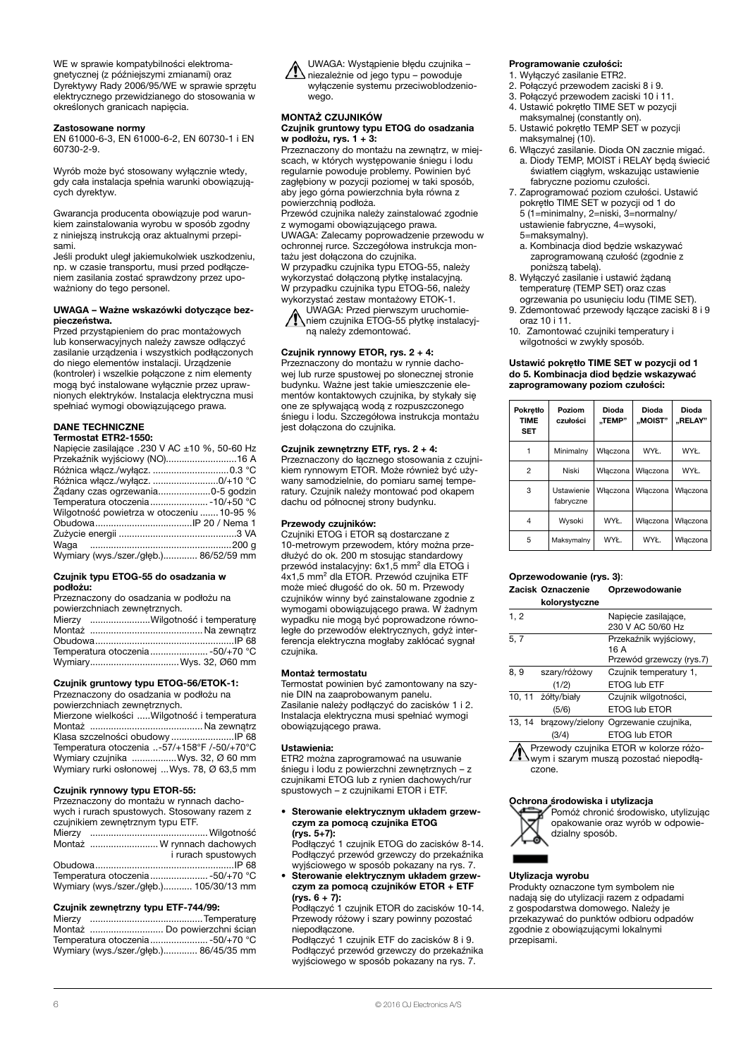WE w sprawie kompatybilności elektromagnetycznej (z późniejszymi zmianami) oraz Dyrektywy Rady 2006/95/WE w sprawie sprzętu elektrycznego przewidzianego do stosowania w określonych granicach napięcia.

**Zastosowane normy**
EN 61000-6-3, EN 61000-6-2, EN 60730-1 i EN 60730-2-9.

Wyrób może być stosowany wyłącznie wtedy, gdy cała instalacja spełnia warunki obowiązujących dyrektyw.

Gwarancja producenta obowiązuje pod warunkiem zainstalowania wyrobu w sposób zgodny z niniejszą instrukcją oraz aktualnymi przepisami.
Jeśli produkt uległ jakiemukolwiek uszkodzeniu, np. w czasie transportu, musi przed podłączeniem zasilania zostać sprawdzony przez upoważniony do tego personel.

**UWAGA – Ważne wskazówki dotyczące bezpieczeństwa.**
Przed przystąpieniem do prac montażowych lub konserwacyjnych należy zawsze odłączyć zasilanie urządzenia i wszystkich podłączonych do niego elementów instalacji. Urządzenie (kontroler) i wszelkie połączone z nim elementy mogą być instalowane wyłącznie przez uprawnionych elektryków. Instalacja elektryczna musi spełniać wymogi obowiązującego prawa.

## DANE TECHNICZNE

**Termostat ETR2-1550:**

Napięcie zasilające .230 V AC ±10 %, 50-60 Hz
Przekaźnik wyjściowy (NO)........................16 A
Różnica włącz./wyłącz. ..........................0.3 °C
Różnica włącz./wyłącz. .......................0/+10 °C
Żądany czas ogrzewania..................0-5 godzin
Temperatura otoczenia ..................-10/+50 °C
Wilgotność powietrza w otoczeniu .......10-95 %
Obudowa..................................IP 20 / Nema 1
Zużycie energii ..........................................3 VA
Waga ....................................................200 g
Wymiary (wys./szer./głęb.)............. 86/52/59 mm

**Czujnik typu ETOG-55 do osadzania w podłożu:**
Przeznaczony do osadzania w podłożu na powierzchniach zewnętrznych.
Mierzy ......................Wilgotność i temperaturę
Montaż ........................................Na zewnątrz
Obudowa....................................................IP 68
Temperatura otoczenia ....................-50/+70 °C
Wymiary.................................Wys. 32, Ø60 mm

**Czujnik gruntowy typu ETOG-56/ETOK-1:**
Przeznaczony do osadzania w podłożu na powierzchniach zewnętrznych.
Mierzone wielkości .....Wilgotność i temperatura
Montaż ........................................Na zewnątrz
Klasa szczelności obudowy........................IP 68
Temperatura otoczenia ..-57/+158°F /-50/+70°C
Wymiary czujnika ................Wys. 32, Ø 60 mm
Wymiary rurki osłonowej ...Wys. 78, Ø 63,5 mm

**Czujnik rynnowy typu ETOR-55:**
Przeznaczony do montażu w rynnach dachowych i rurach spustowych. Stosowany razem z czujnikiem zewnętrznym typu ETF.
Mierzy ..........................................Wilgotność
Montaż .........................W rynnach dachowych i rurach spustowych
Obudowa...................................................IP 68
Temperatura otoczenia ...................-50/+70 °C
Wymiary (wys./szer./głęb.)........... 105/30/13 mm

**Czujnik zewnętrzny typu ETF-744/99:**
Mierzy ........................................Temperaturę
Montaż ..........................Do powierzchni ścian
Temperatura otoczenia ...................-50/+70 °C
Wymiary (wys./szer./głęb.)............. 86/45/35 mm

⚠ UWAGA: Wystąpienie błędu czujnika – niezależnie od jego typu – powoduje wyłączenie systemu przeciwoblodzeniowego.

## MONTAŻ CZUJNIKÓW

**Czujnik gruntowy typu ETOG do osadzania w podłożu, rys. 1 + 3:**
Przeznaczony do montażu na zewnątrz, w miejscach, w których występowanie śniegu i lodu regularnie powoduje problemy. Powinien być zagłębiony w pozycji poziomej w taki sposób, aby jego górna powierzchnia była równa z powierzchnią podłoża.
Przewód czujnika należy zainstalować zgodnie z wymogami obowiązującego prawa.
UWAGA: Zalecamy poprowadzenie przewodu w ochronnej rurce. Szczegółowa instrukcja montażu jest dołączona do czujnika.
W przypadku czujnika typu ETOG-55, należy wykorzystać dołączoną płytkę instalacyjną.
W przypadku czujnika typu ETOG-56, należy wykorzystać zestaw montażowy ETOK-1.

⚠ UWAGA: Przed pierwszym uruchomieniem czujnika ETOG-55 płytkę instalacyjną należy zdemontować.

**Czujnik rynnowy ETOR, rys. 2 + 4:**
Przeznaczony do montażu w rynnie dachowej lub rurze spustowej po słonecznej stronie budynku. Ważne jest takie umieszczenie elementów kontaktowych czujnika, by stykały się one ze spływającą wodą z rozpuszczonego śniegu i lodu. Szczegółowa instrukcja montażu jest dołączona do czujnika.

**Czujnik zewnętrzny ETF, rys. 2 + 4:**
Przeznaczony do łącznego stosowania z czujnikiem rynnowym ETOR. Może również być używany samodzielnie, do pomiaru samej temperatury. Czujnik należy montować pod okapem dachu od północnej strony budynku.

**Przewody czujników:**
Czujniki ETOG i ETOR są dostarczane z 10-metrowym przewodem, który można przedłużyć do ok. 200 m stosując standardowy przewód instalacyjny: 6x1,5 mm² dla ETOG i 4x1,5 mm² dla ETOR. Przewód czujnika ETF może mieć długość do ok. 50 m. Przewody czujników winny być zainstalowane zgodnie z wymogami obowiązującego prawa. W żadnym wypadku nie mogą być poprowadzone równolegle do przewodów elektrycznych, gdyż interferencja elektryczna mogłaby zakłócać sygnał czujnika.

**Montaż termostatu**
Termostat powinien być zamontowany na szynie DIN na zaprogramowanym panelu. Zasilanie należy podłączyć do zacisków 1 i 2. Instalacja elektryczna musi spełniać wymogi obowiązującego prawa.

**Ustawienia:**
ETR2 można zaprogramować na usuwanie śniegu i lodu z powierzchni zewnętrznych – z czujnikami ETOG lub z rynien dachowych/rur spustowych – z czujnikami ETOR i ETF.

- **Sterowanie elektrycznym układem grzewczym za pomocą czujnika ETOG (rys. 5+7):**
  Podłączyć 1 czujnik ETOG do zacisków 8-14. Podłączyć przewód grzewczy do przekaźnika wyjściowego w sposób pokazany na rys. 7.
- **Sterowanie elektrycznym układem grzewczym za pomocą czujników ETOR + ETF (rys. 6 + 7):**
  Podłączyć 1 czujnik ETOR do zacisków 10-14. Przewody różowy i szary powinny pozostać niepodłączone.
  Podłączyć 1 czujnik ETF do zacisków 8 i 9. Podłączyć przewód grzewczy do przekaźnika wyjściowego w sposób pokazany na rys. 7.

**Programowanie czułości:**
1. Wyłączyć zasilanie ETR2.
2. Połączyć przewodem zaciski 8 i 9.
3. Połączyć przewodem zaciski 10 i 11.
4. Ustawić pokrętło TIME SET w pozycji maksymalnej (constantly on).
5. Ustawić pokrętło TEMP SET w pozycji maksymalnej (10).
6. Włączyć zasilanie. Dioda ON zacznie migać.
   a. Diody TEMP, MOIST i RELAY będą świecić światłem ciągłym, wskazując ustawienie fabryczne poziomu czułości.
7. Zaprogramować poziom czułości. Ustawić pokrętło TIME SET w pozycji od 1 do 5 (1=minimalny, 2=niski, 3=normalny/ustawienie fabryczne, 4=wysoki, 5=maksymalny).
   a. Kombinacja diod będzie wskazywać zaprogramowaną czułość (zgodnie z poniższą tabelą).
8. Wyłączyć zasilanie i ustawić żądaną temperaturę (TEMP SET) oraz czas ogrzewania po usunięciu lodu (TIME SET).
9. Zdemontować przewody łączące zaciski 8 i 9 oraz 10 i 11.
10. Zamontować czujniki temperatury i wilgotności w zwykły sposób.

**Ustawić pokrętło TIME SET w pozycji od 1 do 5. Kombinacja diod będzie wskazywać zaprogramowany poziom czułości:**

| Pokrętło TIME SET | Poziom czułości | Dioda „TEMP" | Dioda „MOIST" | Dioda „RELAY" |
|---|---|---|---|---|
| 1 | Minimalny | Włączona | WYŁ. | WYŁ. |
| 2 | Niski | Włączona | Włączona | WYŁ. |
| 3 | Ustawienie fabryczne | Włączona | Włączona | Włączona |
| 4 | Wysoki | WYŁ. | Włączona | Włączona |
| 5 | Maksymalny | WYŁ. | WYŁ. | Włączona |

**Oprzewodowanie (rys. 3)**:

| Zacisk | Oznaczenie kolorystyczne | Oprzewodowanie |
|---|---|---|
| 1, 2 | | Napięcie zasilające, 230 V AC 50/60 Hz |
| 5, 7 | | Przekaźnik wyjściowy, 16 A Przewód grzewczy (rys.7) |
| 8, 9 | szary/różowy (1/2) | Czujnik temperatury 1, ETOG lub ETF |
| 10, 11 | żółty/biały (5/6) | Czujnik wilgotności, ETOG lub ETOR |
| 13, 14 | brązowy/zielony (3/4) | Ogrzewanie czujnika, ETOG lub ETOR |

⚠ Przewody czujnika ETOR w kolorze różowym i szarym muszą pozostać niepodłączone.

**Ochrona środowiska i utylizacja**
Pomóż chronić środowisko, utylizując opakowanie oraz wyrób w odpowiedzialny sposób.

**Utylizacja wyrobu**
Produkty oznaczone tym symbolem nie nadają się do utylizacji razem z odpadami z gospodarstwa domowego. Należy je przekazywać do punktów odbioru odpadów zgodnie z obowiązującymi lokalnymi przepisami.

© 2016 OJ Electronics A/S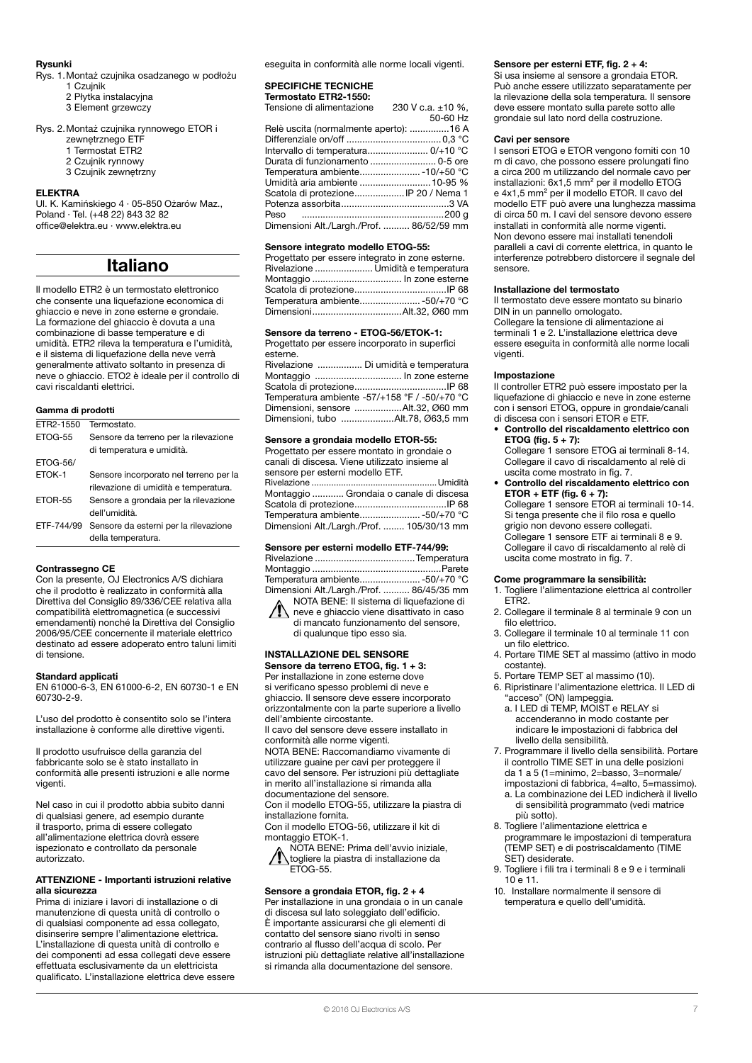**Rysunki**

Rys. 1. Montaż czujnika osadzanego w podłożu
- 1 Czujnik
- 2 Płytka instalacyjna
- 3 Element grzewczy

Rys. 2. Montaż czujnika rynnowego ETOR i zewnętrznego ETF
- 1 Termostat ETR2
- 2 Czujnik rynnowy
- 3 Czujnik zewnętrzny

**ELEKTRA**

Ul. K. Kamińskiego 4 · 05-850 Ożarów Maz., Poland · Tel. (+48 22) 843 32 82
office@elektra.eu · www.elektra.eu

# Italiano

Il modello ETR2 è un termostato elettronico che consente una liquefazione economica di ghiaccio e neve in zone esterne e grondaie. La formazione del ghiaccio è dovuta a una combinazione di basse temperature e di umidità. ETR2 rileva la temperatura e l'umidità, e il sistema di liquefazione della neve verrà generalmente attivato soltanto in presenza di neve o ghiaccio. ETO2 è ideale per il controllo di cavi riscaldanti elettrici.

**Gamma di prodotti**

| | |
|---|---|
| ETR2-1550 | Termostato. |
| ETOG-55 | Sensore da terreno per la rilevazione di temperatura e umidità. |
| ETOG-56/ ETOK-1 | Sensore incorporato nel terreno per la rilevazione di umidità e temperatura. |
| ETOR-55 | Sensore a grondaia per la rilevazione dell'umidità. |
| ETF-744/99 | Sensore da esterni per la rilevazione della temperatura. |

**Contrassegno CE**

Con la presente, OJ Electronics A/S dichiara che il prodotto è realizzato in conformità alla Direttiva del Consiglio 89/336/CEE relativa alla compatibilità elettromagnetica (e successivi emendamenti) nonché la Direttiva del Consiglio 2006/95/CEE concernente il materiale elettrico destinato ad essere adoperato entro taluni limiti di tensione.

**Standard applicati**

EN 61000-6-3, EN 61000-6-2, EN 60730-1 e EN 60730-2-9.

L'uso del prodotto è consentito solo se l'intera installazione è conforme alle direttive vigenti.

Il prodotto usufruisce della garanzia del fabbricante solo se è stato installato in conformità alle presenti istruzioni e alle norme vigenti.

Nel caso in cui il prodotto abbia subito danni di qualsiasi genere, ad esempio durante il trasporto, prima di essere collegato all'alimentazione elettrica dovrà essere ispezionato e controllato da personale autorizzato.

**ATTENZIONE - Importanti istruzioni relative alla sicurezza**

Prima di iniziare i lavori di installazione o di manutenzione di questa unità di controllo o di qualsiasi componente ad essa collegato, disinserire sempre l'alimentazione elettrica. L'installazione di questa unità di controllo e dei componenti ad essa collegati deve essere effettuata esclusivamente da un elettricista qualificato. L'installazione elettrica deve essere eseguita in conformità alle norme locali vigenti.

**SPECIFICHE TECNICHE**

**Termostato ETR2-1550:**

Tensione di alimentazione ........ 230 V c.a. ±10 %, 50-60 Hz
Relè uscita (normalmente aperto): ..............16 A
Differenziale on/off ....................................0,3 °C
Intervallo di temperatura.......................0/+10 °C
Durata di funzionamento .........................0-5 ore
Temperatura ambiente.......................-10/+50 °C
Umidità aria ambiente ...........................10-95 %
Scatola di protezione...................IP 20 / Nema 1
Potenza assorbita.........................................3 VA
Peso ......................................................200 g
Dimensioni Alt./Largh./Prof. .......... 86/52/59 mm

**Sensore integrato modello ETOG-55:**

Progettato per essere integrato in zone esterne.
Rivelazione ...................... Umidità e temperatura
Montaggio .................................. In zone esterne
Scatola di protezione...................................IP 68
Temperatura ambiente.......................-50/+70 °C
Dimensioni..................................Alt.32, Ø60 mm

**Sensore da terreno - ETOG-56/ETOK-1:**

Progettato per essere incorporato in superfici esterne.
Rivelazione ................. Di umidità e temperatura
Montaggio ................................. In zone esterne
Scatola di protezione...................................IP 68
Temperatura ambiente -57/+158 °F / -50/+70 °C
Dimensioni, sensore ..................Alt.32, Ø60 mm
Dimensioni, tubo ....................Alt.78, Ø63,5 mm

**Sensore a grondaia modello ETOR-55:**

Progettato per essere montato in grondaie o canali di discesa. Viene utilizzato insieme al sensore per esterni modello ETF.
Rivelazione ................................................Umidità
Montaggio ............ Grondaia o canale di discesa
Scatola di protezione...................................IP 68
Temperatura ambiente.......................-50/+70 °C
Dimensioni Alt./Largh./Prof. ........ 105/30/13 mm

**Sensore per esterni modello ETF-744/99:**

Rivelazione ......................................Temperatura
Montaggio .................................................Parete
Temperatura ambiente.......................-50/+70 °C
Dimensioni Alt./Largh./Prof. .......... 86/45/35 mm

⚠ NOTA BENE: Il sistema di liquefazione di neve e ghiaccio viene disattivato in caso di mancato funzionamento del sensore, di qualunque tipo esso sia.

**INSTALLAZIONE DEL SENSORE**

**Sensore da terreno ETOG, fig. 1 + 3:**

Per installazione in zone esterne dove si verificano spesso problemi di neve e ghiaccio. Il sensore deve essere incorporato orizzontalmente con la parte superiore a livello dell'ambiente circostante.
Il cavo del sensore deve essere installato in conformità alle norme vigenti.
NOTA BENE: Raccomandiamo vivamente di utilizzare guaine per cavi per proteggere il cavo del sensore. Per istruzioni più dettagliate in merito all'installazione si rimanda alla documentazione del sensore.
Con il modello ETOG-55, utilizzare la piastra di installazione fornita.
Con il modello ETOG-56, utilizzare il kit di montaggio ETOK-1.

⚠ NOTA BENE: Prima dell'avvio iniziale, togliere la piastra di installazione da ETOG-55.

**Sensore a grondaia ETOR, fig. 2 + 4**

Per installazione in una grondaia o in un canale di discesa sul lato soleggiato dell'edificio.
È importante assicurarsi che gli elementi di contatto del sensore siano rivolti in senso contrario al flusso dell'acqua di scolo. Per istruzioni più dettagliate relative all'installazione si rimanda alla documentazione del sensore.

**Sensore per esterni ETF, fig. 2 + 4:**

Si usa insieme al sensore a grondaia ETOR. Può anche essere utilizzato separatamente per la rilevazione della sola temperatura. Il sensore deve essere montato sulla parete sotto alle grondaie sul lato nord della costruzione.

**Cavi per sensore**

I sensori ETOG e ETOR vengono forniti con 10 m di cavo, che possono essere prolungati fino a circa 200 m utilizzando del normale cavo per installazioni: 6x1,5 mm² per il modello ETOG e 4x1,5 mm² per il modello ETOR. Il cavo del modello ETF può avere una lunghezza massima di circa 50 m. I cavi del sensore devono essere installati in conformità alle norme vigenti.
Non devono essere mai installati tenendoli paralleli a cavi di corrente elettrica, in quanto le interferenze potrebbero distorcere il segnale del sensore.

**Installazione del termostato**

Il termostato deve essere montato su binario DIN in un pannello omologato.
Collegare la tensione di alimentazione ai terminali 1 e 2. L'installazione elettrica deve essere eseguita in conformità alle norme locali vigenti.

**Impostazione**

Il controller ETR2 può essere impostato per la liquefazione di ghiaccio e neve in zone esterne con i sensori ETOG, oppure in grondaie/canali di discesa con i sensori ETOR e ETF.

- **Controllo del riscaldamento elettrico con ETOG (fig. 5 + 7):**
  Collegare 1 sensore ETOG ai terminali 8-14. Collegare il cavo di riscaldamento al relè di uscita come mostrato in fig. 7.
- **Controllo del riscaldamento elettrico con ETOR + ETF (fig. 6 + 7):**
  Collegare 1 sensore ETOR ai terminali 10-14. Si tenga presente che il filo rosa e quello grigio non devono essere collegati.
  Collegare 1 sensore ETF ai terminali 8 e 9. Collegare il cavo di riscaldamento al relè di uscita come mostrato in fig. 7.

**Come programmare la sensibilità:**

1. Togliere l'alimentazione elettrica al controller ETR2.
2. Collegare il terminale 8 al terminale 9 con un filo elettrico.
3. Collegare il terminale 10 al terminale 11 con un filo elettrico.
4. Portare TIME SET al massimo (attivo in modo costante).
5. Portare TEMP SET al massimo (10).
6. Ripristinare l'alimentazione elettrica. Il LED di "acceso" (ON) lampeggia.
   a. I LED di TEMP, MOIST e RELAY si accenderanno in modo costante per indicare le impostazioni di fabbrica del livello della sensibilità.
7. Programmare il livello della sensibilità. Portare il controllo TIME SET in una delle posizioni da 1 a 5 (1=minimo, 2=basso, 3=normale/ impostazioni di fabbrica, 4=alto, 5=massimo).
   a. La combinazione dei LED indicherà il livello di sensibilità programmato (vedi matrice più sotto).
8. Togliere l'alimentazione elettrica e programmare le impostazioni di temperatura (TEMP SET) e di postriscaldamento (TIME SET) desiderate.
9. Togliere i fili tra i terminali 8 e 9 e i terminali 10 e 11.
10. Installare normalmente il sensore di temperatura e quello dell'umidità.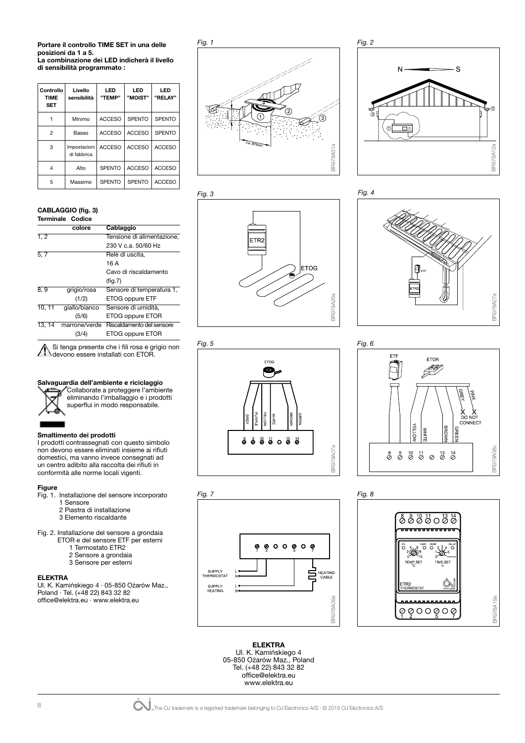**Portare il controllo TIME SET in una delle posizioni da 1 a 5.**
**La combinazione dei LED indicherà il livello di sensibilità programmato :**

| Controllo TIME SET | Livello sensibilità | LED "TEMP" | LED "MOIST" | LED "RELAY" |
|---|---|---|---|---|
| 1 | Minimo | ACCESO | SPENTO | SPENTO |
| 2 | Basso | ACCESO | ACCESO | SPENTO |
| 3 | Impostazioni di fabbrica | ACCESO | ACCESO | ACCESO |
| 4 | Alto | SPENTO | ACCESO | ACCESO |
| 5 | Massimo | SPENTO | SPENTO | ACCESO |

### CABLAGGIO (fig. 3)

| Terminale | Codice colore | Cablaggio |
|---|---|---|
| 1, 2 | | Tensione di alimentazione, 230 V c.a. 50/60 Hz |
| 5, 7 | | Relè di uscita, 16 A Cavo di riscaldamento (fig.7) |
| 8, 9 | grigio/rosa (1/2) | Sensore di temperatura 1, ETOG oppure ETF |
| 10, 11 | giallo/bianco (5/6) | Sensore di umidità, ETOG oppure ETOR |
| 13, 14 | marrone/verde (3/4) | Riscaldamento del sensore ETOG oppure ETOR |

⚠ Si tenga presente che i fili rosa e grigio non devono essere installati con ETOR.

### Salvaguardia dell'ambiente e riciclaggio

Collaborate a proteggere l'ambiente eliminando l'imballaggio e i prodotti superflui in modo responsabile.

### Smaltimento dei prodotti

I prodotti contrassegnati con questo simbolo non devono essere eliminati insieme ai rifiuti domestici, ma vanno invece consegnati ad un centro adibito alla raccolta dei rifiuti in conformità alle norme locali vigenti.

### Figure

Fig. 1. Installazione del sensore incorporato
- 1 Sensore
- 2 Piastra di installazione
- 3 Elemento riscaldante

Fig. 2. Installazione del sensore a grondaia ETOR e del sensore ETF per esterni
- 1 Termostato ETR2
- 2 Sensore a grondaia
- 3 Sensore per esterni

### ELEKTRA

Ul. K. Kamińskiego 4 · 05-850 Ożarów Maz., Poland · Tel. (+48 22) 843 32 82
office@elektra.eu · www.elektra.eu

*Fig. 1*

Ca. Ø78mm
BR978A31a

*Fig. 2*

N S
BR978A12a

*Fig. 3*

ETR2
ETOG
BR978A26a

*Fig. 4*

ETF
ETR2
BR978A27a

*Fig. 5*

ETOG
GREY PURPLE YELLOW WHITE BROWN GREEN
8 9 10 11 13 14
BR978A07a

*Fig. 6*

ETF ETOR
GREY PINK
DO NOT CONNECT
YELLOW WHITE BROWN GREEN
8 9 10 11 13 14
BR978A08c

*Fig. 7*

1 2 5 7
SUPPLY THERMOSTAT L N
SUPPLY HEATING L N
HEATING CABLE
BR978A09a

*Fig. 8*

8 9 10 11 13 14
ON TEMP. MOIST RELAY
TEMP.SET °C
TIME.SET h
ETR2 THERMOSTAT
1 2 5 7
BR978A19a

**ELEKTRA**
Ul. K. Kamińskiego 4
05-850 Ożarów Maz., Poland
Tel. (+48 22) 843 32 82
office@elektra.eu
www.elektra.eu

The OJ trademark is a registred trademark belonging to OJ Electronics A/S · © 2016 OJ Electronics A/S